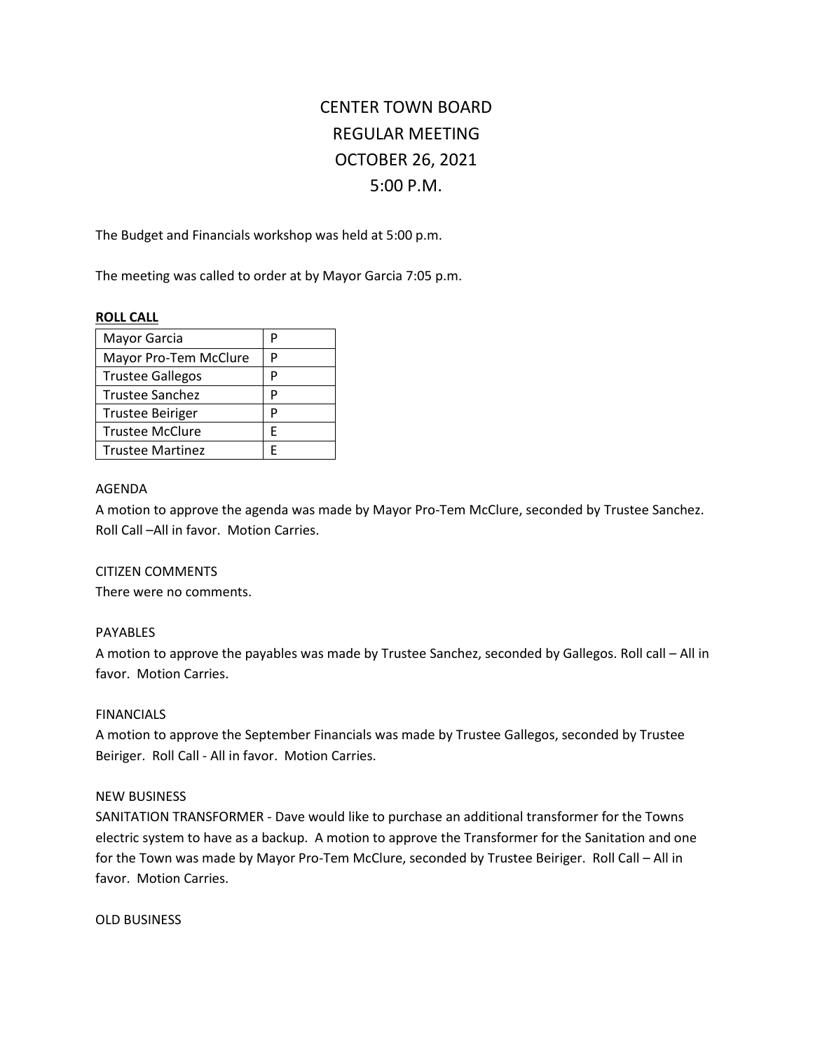# CENTER TOWN BOARD
# REGULAR MEETING
# OCTOBER 26, 2021
# 5:00 P.M.

The Budget and Financials workshop was held at 5:00 p.m.

The meeting was called to order at by Mayor Garcia 7:05 p.m.

**ROLL CALL**

| Mayor Garcia | P |
|---|---|
| Mayor Pro-Tem McClure | P |
| Trustee Gallegos | P |
| Trustee Sanchez | P |
| Trustee Beiriger | P |
| Trustee McClure | E |
| Trustee Martinez | E |

AGENDA
A motion to approve the agenda was made by Mayor Pro-Tem McClure, seconded by Trustee Sanchez. Roll Call –All in favor. Motion Carries.

CITIZEN COMMENTS
There were no comments.

PAYABLES
A motion to approve the payables was made by Trustee Sanchez, seconded by Gallegos. Roll call – All in favor. Motion Carries.

FINANCIALS
A motion to approve the September Financials was made by Trustee Gallegos, seconded by Trustee Beiriger. Roll Call - All in favor. Motion Carries.

NEW BUSINESS
SANITATION TRANSFORMER - Dave would like to purchase an additional transformer for the Towns electric system to have as a backup. A motion to approve the Transformer for the Sanitation and one for the Town was made by Mayor Pro-Tem McClure, seconded by Trustee Beiriger. Roll Call – All in favor. Motion Carries.

OLD BUSINESS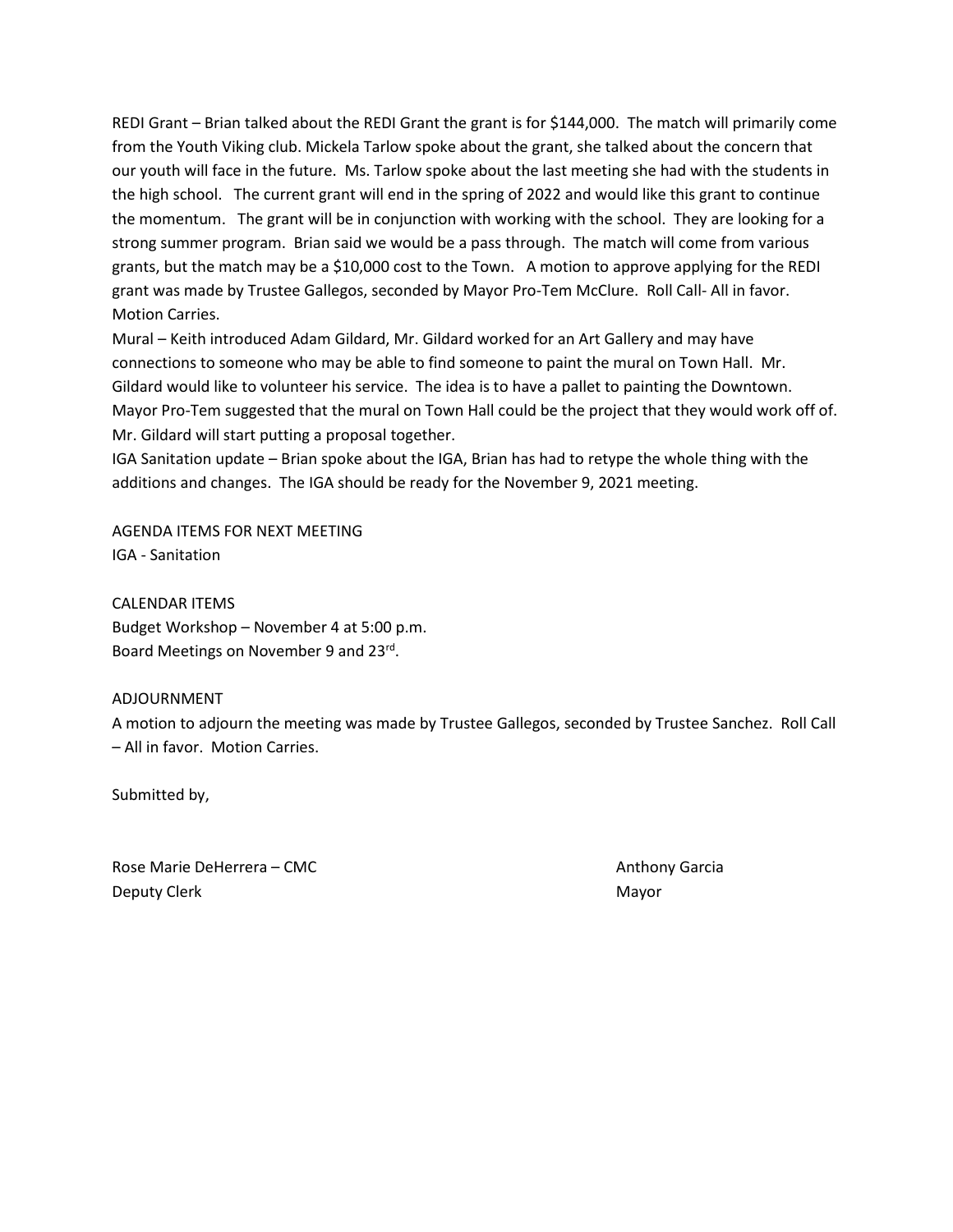REDI Grant – Brian talked about the REDI Grant the grant is for $144,000. The match will primarily come from the Youth Viking club. Mickela Tarlow spoke about the grant, she talked about the concern that our youth will face in the future. Ms. Tarlow spoke about the last meeting she had with the students in the high school. The current grant will end in the spring of 2022 and would like this grant to continue the momentum. The grant will be in conjunction with working with the school. They are looking for a strong summer program. Brian said we would be a pass through. The match will come from various grants, but the match may be a $10,000 cost to the Town. A motion to approve applying for the REDI grant was made by Trustee Gallegos, seconded by Mayor Pro-Tem McClure. Roll Call- All in favor. Motion Carries.

Mural – Keith introduced Adam Gildard, Mr. Gildard worked for an Art Gallery and may have connections to someone who may be able to find someone to paint the mural on Town Hall. Mr. Gildard would like to volunteer his service. The idea is to have a pallet to painting the Downtown. Mayor Pro-Tem suggested that the mural on Town Hall could be the project that they would work off of. Mr. Gildard will start putting a proposal together.

IGA Sanitation update – Brian spoke about the IGA, Brian has had to retype the whole thing with the additions and changes. The IGA should be ready for the November 9, 2021 meeting.

AGENDA ITEMS FOR NEXT MEETING

IGA - Sanitation

CALENDAR ITEMS

Budget Workshop – November 4 at 5:00 p.m.

Board Meetings on November 9 and 23rd.

ADJOURNMENT

A motion to adjourn the meeting was made by Trustee Gallegos, seconded by Trustee Sanchez. Roll Call – All in favor. Motion Carries.

Submitted by,

Rose Marie DeHerrera – CMC
Deputy Clerk

Anthony Garcia
Mayor